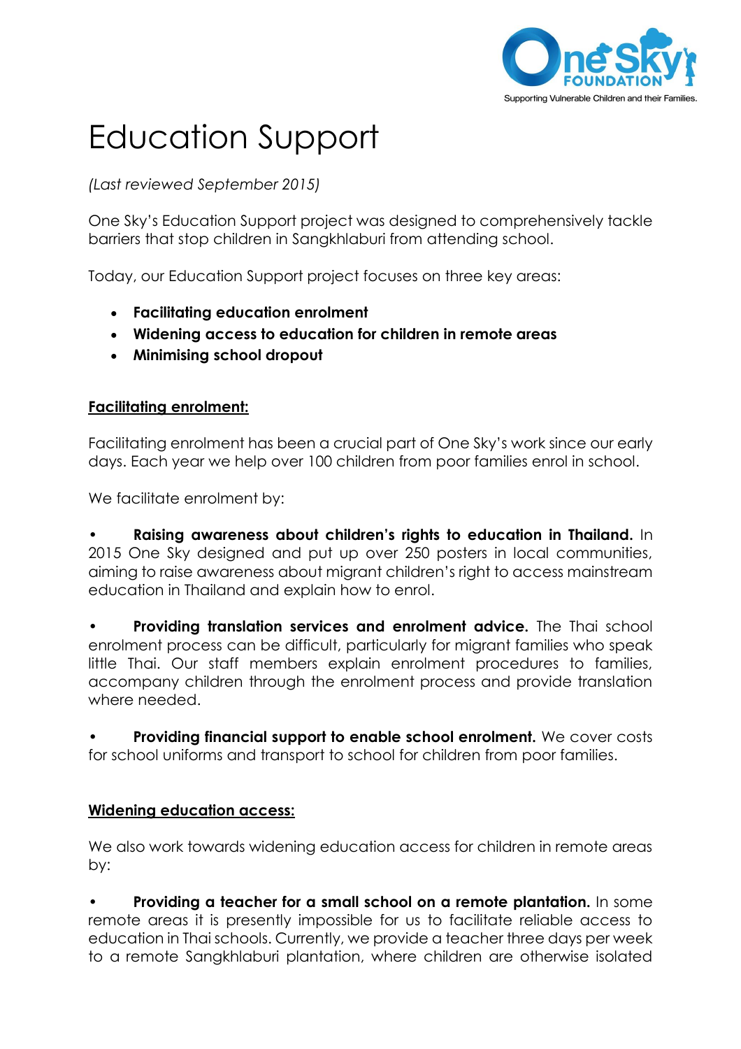# Education Support

*(Last reviewed September 2015)*

One Sky's Education Support project was designed to comprehensively tackle barriers that stop children in Sangkhlaburi from attending school.

Today, our Education Support project focuses on three key areas:

- **Facilitating education enrolment**
- **Widening access to education for children in remote areas**
- **Minimising school dropout**

## Facilitating enrolment:

Facilitating enrolment has been a crucial part of One Sky's work since our early days. Each year we help over 100 children from poor families enrol in school.

We facilitate enrolment by:

- **Raising awareness about children's rights to education in Thailand.** In 2015 One Sky designed and put up over 250 posters in local communities, aiming to raise awareness about migrant children's right to access mainstream education in Thailand and explain how to enrol.

- **Providing translation services and enrolment advice.** The Thai school enrolment process can be difficult, particularly for migrant families who speak little Thai. Our staff members explain enrolment procedures to families, accompany children through the enrolment process and provide translation where needed.

- **Providing financial support to enable school enrolment.** We cover costs for school uniforms and transport to school for children from poor families.

## Widening education access:

We also work towards widening education access for children in remote areas by:

- **Providing a teacher for a small school on a remote plantation.** In some remote areas it is presently impossible for us to facilitate reliable access to education in Thai schools. Currently, we provide a teacher three days per week to a remote Sangkhlaburi plantation, where children are otherwise isolated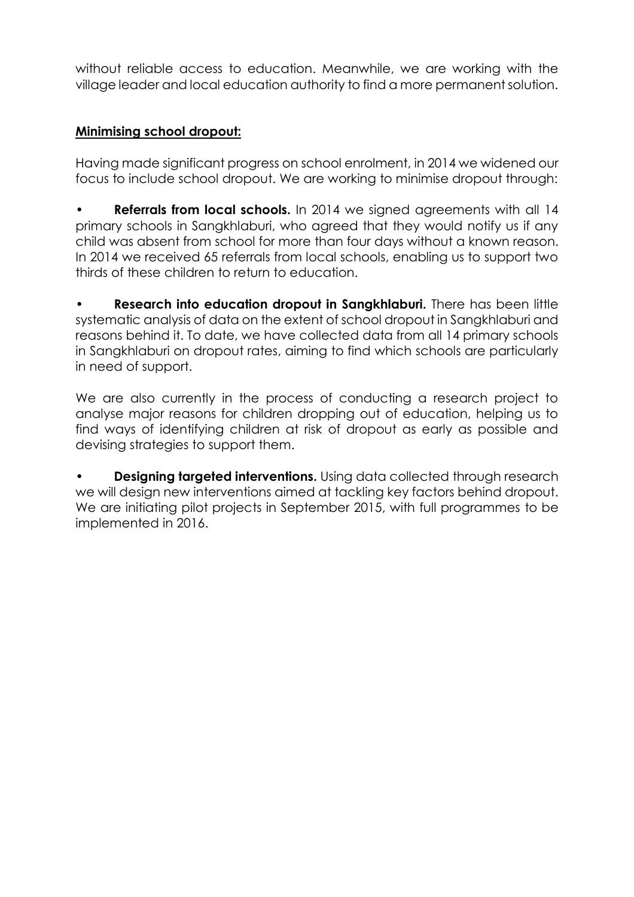without reliable access to education. Meanwhile, we are working with the village leader and local education authority to find a more permanent solution.

**Minimising school dropout:**

Having made significant progress on school enrolment, in 2014 we widened our focus to include school dropout. We are working to minimise dropout through:

- **Referrals from local schools.** In 2014 we signed agreements with all 14 primary schools in Sangkhlaburi, who agreed that they would notify us if any child was absent from school for more than four days without a known reason. In 2014 we received 65 referrals from local schools, enabling us to support two thirds of these children to return to education.

- **Research into education dropout in Sangkhlaburi.** There has been little systematic analysis of data on the extent of school dropout in Sangkhlaburi and reasons behind it. To date, we have collected data from all 14 primary schools in Sangkhlaburi on dropout rates, aiming to find which schools are particularly in need of support.

  We are also currently in the process of conducting a research project to analyse major reasons for children dropping out of education, helping us to find ways of identifying children at risk of dropout as early as possible and devising strategies to support them.

- **Designing targeted interventions.** Using data collected through research we will design new interventions aimed at tackling key factors behind dropout. We are initiating pilot projects in September 2015, with full programmes to be implemented in 2016.